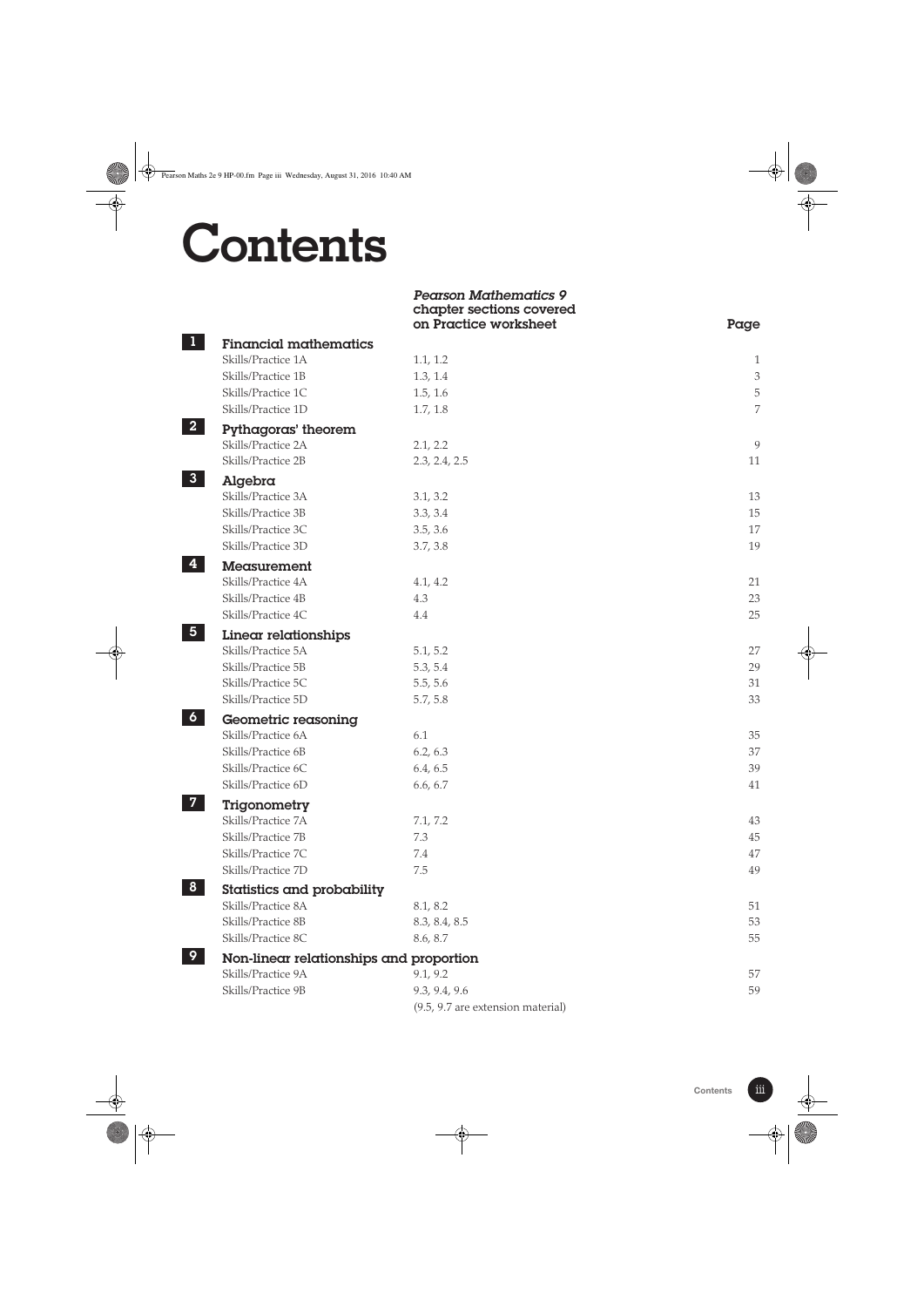# Contents

| | | *Pearson Mathematics 9* chapter sections covered on Practice worksheet | Page |
|---|---|---|---|
| **1** | **Financial mathematics** | | |
| | Skills/Practice 1A | 1.1, 1.2 | 1 |
| | Skills/Practice 1B | 1.3, 1.4 | 3 |
| | Skills/Practice 1C | 1.5, 1.6 | 5 |
| | Skills/Practice 1D | 1.7, 1.8 | 7 |
| **2** | **Pythagoras' theorem** | | |
| | Skills/Practice 2A | 2.1, 2.2 | 9 |
| | Skills/Practice 2B | 2.3, 2.4, 2.5 | 11 |
| **3** | **Algebra** | | |
| | Skills/Practice 3A | 3.1, 3.2 | 13 |
| | Skills/Practice 3B | 3.3, 3.4 | 15 |
| | Skills/Practice 3C | 3.5, 3.6 | 17 |
| | Skills/Practice 3D | 3.7, 3.8 | 19 |
| **4** | **Measurement** | | |
| | Skills/Practice 4A | 4.1, 4.2 | 21 |
| | Skills/Practice 4B | 4.3 | 23 |
| | Skills/Practice 4C | 4.4 | 25 |
| **5** | **Linear relationships** | | |
| | Skills/Practice 5A | 5.1, 5.2 | 27 |
| | Skills/Practice 5B | 5.3, 5.4 | 29 |
| | Skills/Practice 5C | 5.5, 5.6 | 31 |
| | Skills/Practice 5D | 5.7, 5.8 | 33 |
| **6** | **Geometric reasoning** | | |
| | Skills/Practice 6A | 6.1 | 35 |
| | Skills/Practice 6B | 6.2, 6.3 | 37 |
| | Skills/Practice 6C | 6.4, 6.5 | 39 |
| | Skills/Practice 6D | 6.6, 6.7 | 41 |
| **7** | **Trigonometry** | | |
| | Skills/Practice 7A | 7.1, 7.2 | 43 |
| | Skills/Practice 7B | 7.3 | 45 |
| | Skills/Practice 7C | 7.4 | 47 |
| | Skills/Practice 7D | 7.5 | 49 |
| **8** | **Statistics and probability** | | |
| | Skills/Practice 8A | 8.1, 8.2 | 51 |
| | Skills/Practice 8B | 8.3, 8.4, 8.5 | 53 |
| | Skills/Practice 8C | 8.6, 8.7 | 55 |
| **9** | **Non-linear relationships and proportion** | | |
| | Skills/Practice 9A | 9.1, 9.2 | 57 |
| | Skills/Practice 9B | 9.3, 9.4, 9.6 (9.5, 9.7 are extension material) | 59 |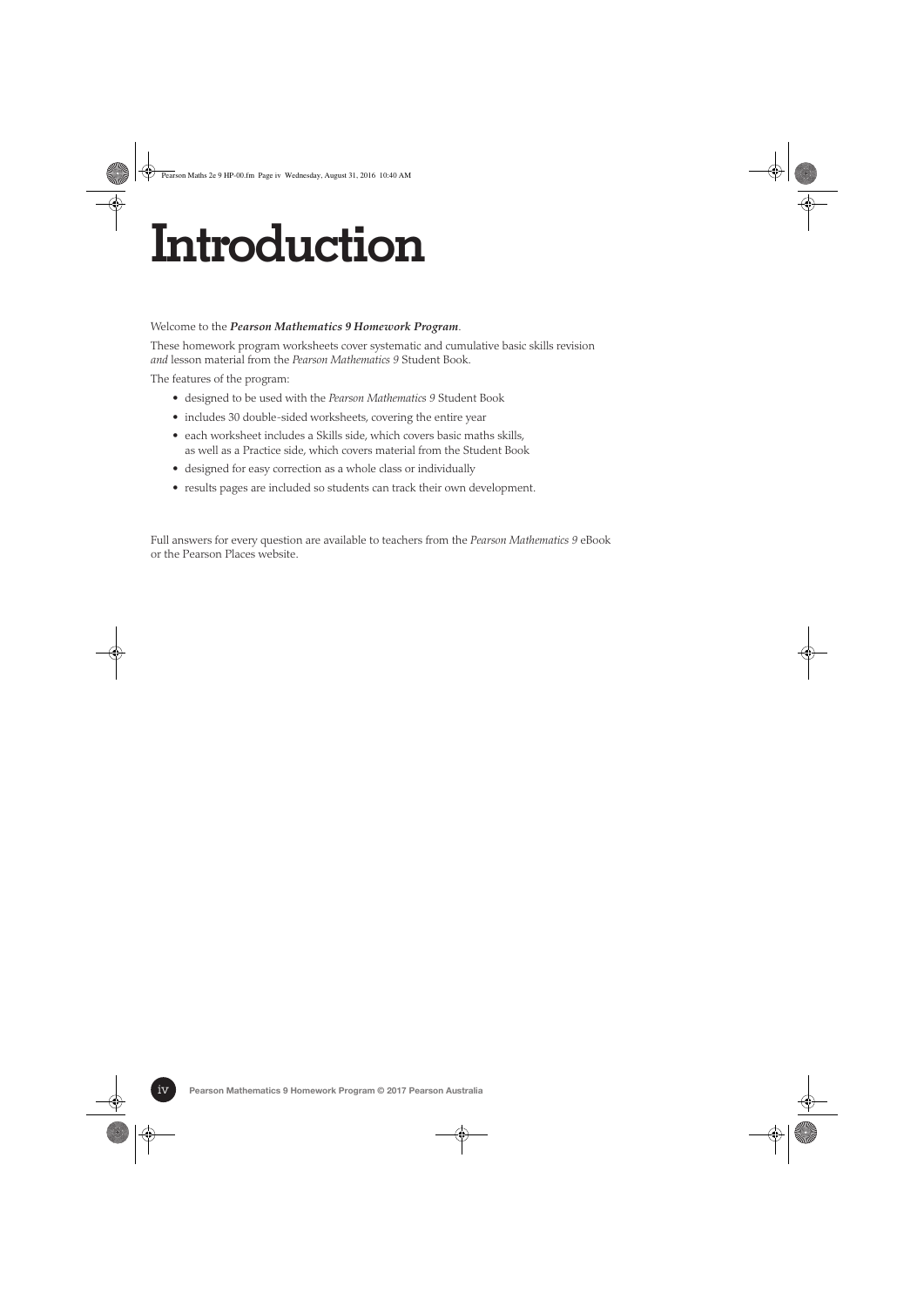# Introduction

Welcome to the ***Pearson Mathematics 9 Homework Program***.

These homework program worksheets cover systematic and cumulative basic skills revision *and* lesson material from the *Pearson Mathematics 9* Student Book.

The features of the program:

- designed to be used with the *Pearson Mathematics 9* Student Book
- includes 30 double-sided worksheets, covering the entire year
- each worksheet includes a Skills side, which covers basic maths skills, as well as a Practice side, which covers material from the Student Book
- designed for easy correction as a whole class or individually
- results pages are included so students can track their own development.

Full answers for every question are available to teachers from the *Pearson Mathematics 9* eBook or the Pearson Places website.